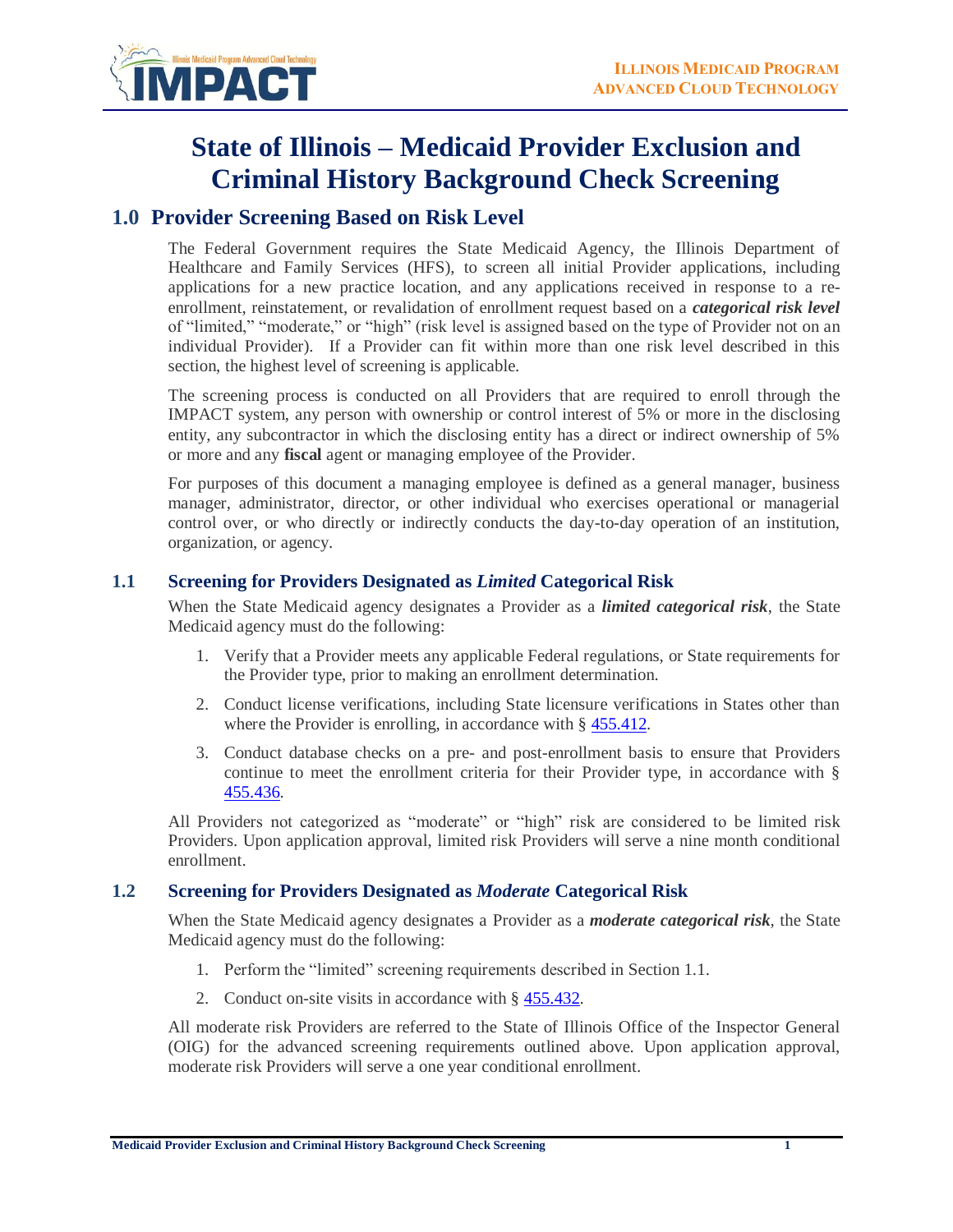# State of Illinois – Medicaid Provider Exclusion and Criminal History Background Check Screening

## 1.0 Provider Screening Based on Risk Level

The Federal Government requires the State Medicaid Agency, the Illinois Department of Healthcare and Family Services (HFS), to screen all initial Provider applications, including applications for a new practice location, and any applications received in response to a re-enrollment, reinstatement, or revalidation of enrollment request based on a ***categorical risk level*** of "limited," "moderate," or "high" (risk level is assigned based on the type of Provider not on an individual Provider). If a Provider can fit within more than one risk level described in this section, the highest level of screening is applicable.

The screening process is conducted on all Providers that are required to enroll through the IMPACT system, any person with ownership or control interest of 5% or more in the disclosing entity, any subcontractor in which the disclosing entity has a direct or indirect ownership of 5% or more and any **fiscal** agent or managing employee of the Provider.

For purposes of this document a managing employee is defined as a general manager, business manager, administrator, director, or other individual who exercises operational or managerial control over, or who directly or indirectly conducts the day-to-day operation of an institution, organization, or agency.

### 1.1 Screening for Providers Designated as *Limited* Categorical Risk

When the State Medicaid agency designates a Provider as a ***limited categorical risk***, the State Medicaid agency must do the following:

1. Verify that a Provider meets any applicable Federal regulations, or State requirements for the Provider type, prior to making an enrollment determination.
2. Conduct license verifications, including State licensure verifications in States other than where the Provider is enrolling, in accordance with § 455.412.
3. Conduct database checks on a pre- and post-enrollment basis to ensure that Providers continue to meet the enrollment criteria for their Provider type, in accordance with § 455.436.

All Providers not categorized as "moderate" or "high" risk are considered to be limited risk Providers. Upon application approval, limited risk Providers will serve a nine month conditional enrollment.

### 1.2 Screening for Providers Designated as *Moderate* Categorical Risk

When the State Medicaid agency designates a Provider as a ***moderate categorical risk***, the State Medicaid agency must do the following:

1. Perform the "limited" screening requirements described in Section 1.1.
2. Conduct on-site visits in accordance with § 455.432.

All moderate risk Providers are referred to the State of Illinois Office of the Inspector General (OIG) for the advanced screening requirements outlined above. Upon application approval, moderate risk Providers will serve a one year conditional enrollment.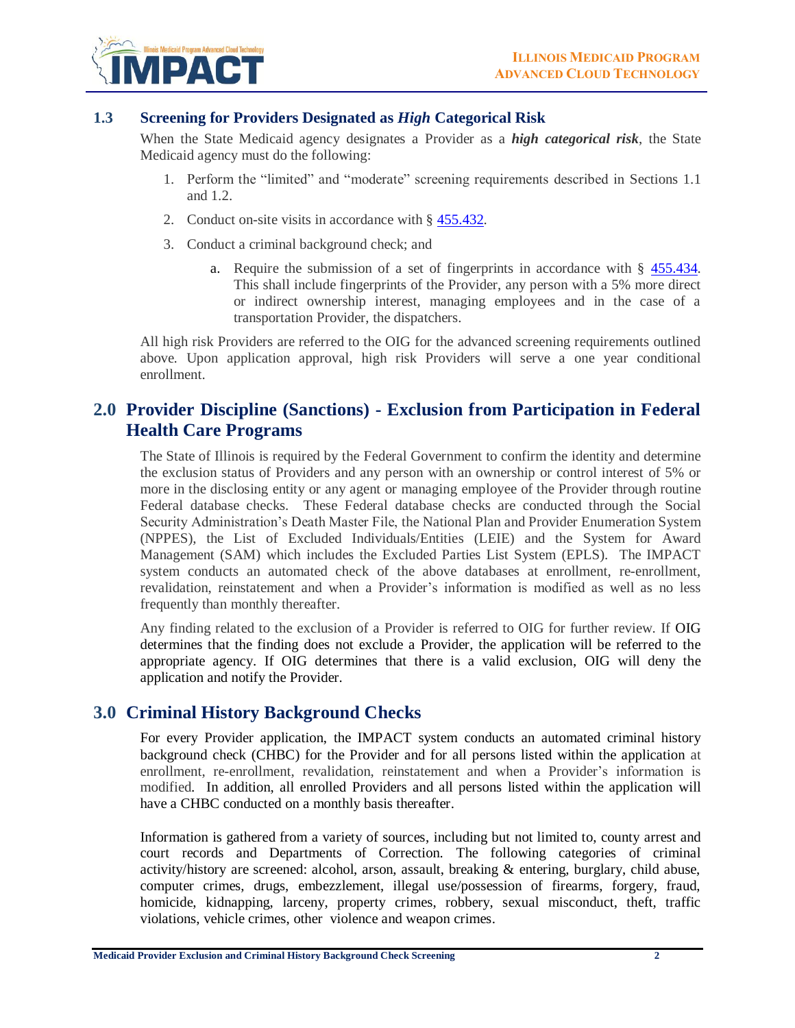### 1.3 Screening for Providers Designated as *High* Categorical Risk

When the State Medicaid agency designates a Provider as a ***high categorical risk***, the State Medicaid agency must do the following:

1. Perform the "limited" and "moderate" screening requirements described in Sections 1.1 and 1.2.
2. Conduct on-site visits in accordance with § 455.432.
3. Conduct a criminal background check; and
   a. Require the submission of a set of fingerprints in accordance with § 455.434. This shall include fingerprints of the Provider, any person with a 5% more direct or indirect ownership interest, managing employees and in the case of a transportation Provider, the dispatchers.

All high risk Providers are referred to the OIG for the advanced screening requirements outlined above. Upon application approval, high risk Providers will serve a one year conditional enrollment.

## 2.0 Provider Discipline (Sanctions) - Exclusion from Participation in Federal Health Care Programs

The State of Illinois is required by the Federal Government to confirm the identity and determine the exclusion status of Providers and any person with an ownership or control interest of 5% or more in the disclosing entity or any agent or managing employee of the Provider through routine Federal database checks. These Federal database checks are conducted through the Social Security Administration's Death Master File, the National Plan and Provider Enumeration System (NPPES), the List of Excluded Individuals/Entities (LEIE) and the System for Award Management (SAM) which includes the Excluded Parties List System (EPLS). The IMPACT system conducts an automated check of the above databases at enrollment, re-enrollment, revalidation, reinstatement and when a Provider's information is modified as well as no less frequently than monthly thereafter.

Any finding related to the exclusion of a Provider is referred to OIG for further review. If OIG determines that the finding does not exclude a Provider, the application will be referred to the appropriate agency. If OIG determines that there is a valid exclusion, OIG will deny the application and notify the Provider.

## 3.0 Criminal History Background Checks

For every Provider application, the IMPACT system conducts an automated criminal history background check (CHBC) for the Provider and for all persons listed within the application at enrollment, re-enrollment, revalidation, reinstatement and when a Provider's information is modified. In addition, all enrolled Providers and all persons listed within the application will have a CHBC conducted on a monthly basis thereafter.

Information is gathered from a variety of sources, including but not limited to, county arrest and court records and Departments of Correction. The following categories of criminal activity/history are screened: alcohol, arson, assault, breaking & entering, burglary, child abuse, computer crimes, drugs, embezzlement, illegal use/possession of firearms, forgery, fraud, homicide, kidnapping, larceny, property crimes, robbery, sexual misconduct, theft, traffic violations, vehicle crimes, other violence and weapon crimes.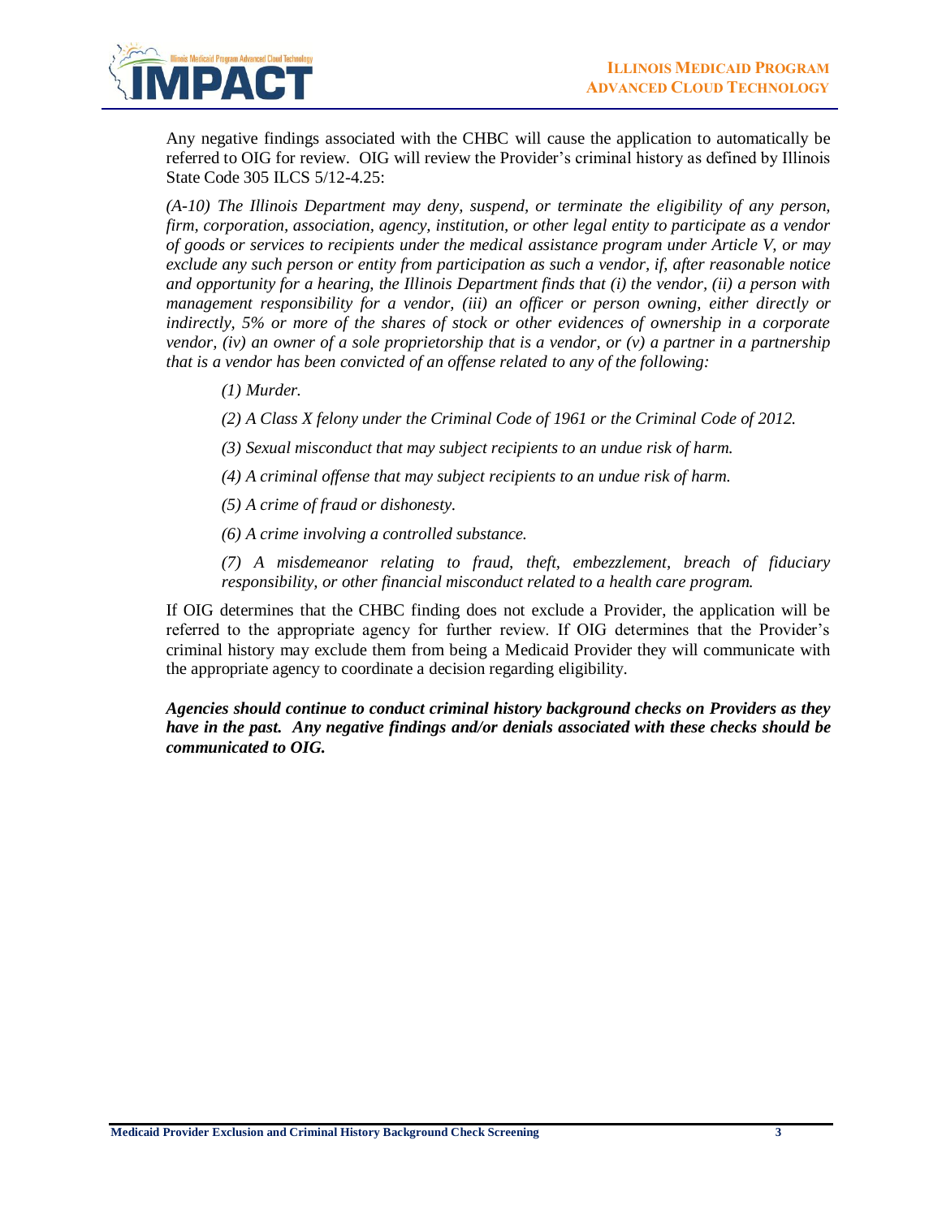Any negative findings associated with the CHBC will cause the application to automatically be referred to OIG for review. OIG will review the Provider's criminal history as defined by Illinois State Code 305 ILCS 5/12-4.25:

*(A-10) The Illinois Department may deny, suspend, or terminate the eligibility of any person, firm, corporation, association, agency, institution, or other legal entity to participate as a vendor of goods or services to recipients under the medical assistance program under Article V, or may exclude any such person or entity from participation as such a vendor, if, after reasonable notice and opportunity for a hearing, the Illinois Department finds that (i) the vendor, (ii) a person with management responsibility for a vendor, (iii) an officer or person owning, either directly or indirectly, 5% or more of the shares of stock or other evidences of ownership in a corporate vendor, (iv) an owner of a sole proprietorship that is a vendor, or (v) a partner in a partnership that is a vendor has been convicted of an offense related to any of the following:*

*(1) Murder.*

*(2) A Class X felony under the Criminal Code of 1961 or the Criminal Code of 2012.*

*(3) Sexual misconduct that may subject recipients to an undue risk of harm.*

*(4) A criminal offense that may subject recipients to an undue risk of harm.*

*(5) A crime of fraud or dishonesty.*

*(6) A crime involving a controlled substance.*

*(7) A misdemeanor relating to fraud, theft, embezzlement, breach of fiduciary responsibility, or other financial misconduct related to a health care program.*

If OIG determines that the CHBC finding does not exclude a Provider, the application will be referred to the appropriate agency for further review. If OIG determines that the Provider's criminal history may exclude them from being a Medicaid Provider they will communicate with the appropriate agency to coordinate a decision regarding eligibility.

***Agencies should continue to conduct criminal history background checks on Providers as they have in the past. Any negative findings and/or denials associated with these checks should be communicated to OIG.***